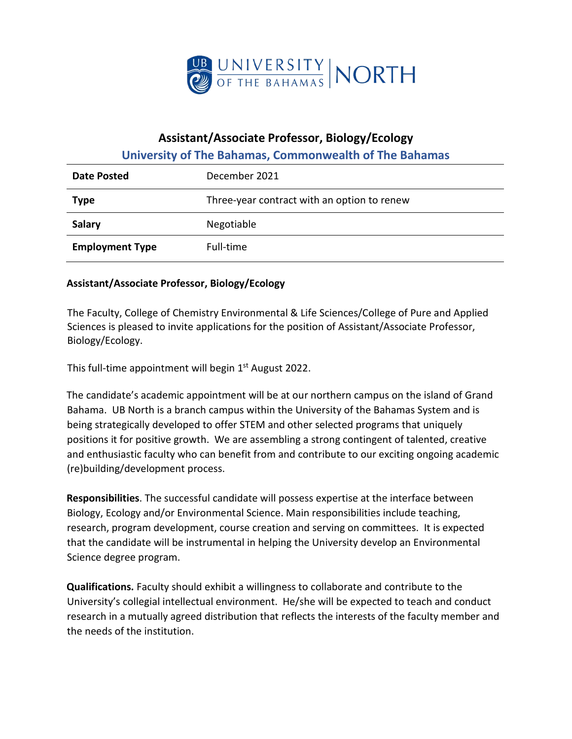# Assistant/Associate Professor, Biology/Ecology

## University of The Bahamas, Commonwealth of The Bahamas

| Date Posted | December 2021 |
| --- | --- |
| Type | Three-year contract with an option to renew |
| Salary | Negotiable |
| Employment Type | Full-time |

**Assistant/Associate Professor, Biology/Ecology**

The Faculty, College of Chemistry Environmental & Life Sciences/College of Pure and Applied Sciences is pleased to invite applications for the position of Assistant/Associate Professor, Biology/Ecology.

This full-time appointment will begin 1st August 2022.

The candidate's academic appointment will be at our northern campus on the island of Grand Bahama. UB North is a branch campus within the University of the Bahamas System and is being strategically developed to offer STEM and other selected programs that uniquely positions it for positive growth. We are assembling a strong contingent of talented, creative and enthusiastic faculty who can benefit from and contribute to our exciting ongoing academic (re)building/development process.

**Responsibilities**. The successful candidate will possess expertise at the interface between Biology, Ecology and/or Environmental Science. Main responsibilities include teaching, research, program development, course creation and serving on committees. It is expected that the candidate will be instrumental in helping the University develop an Environmental Science degree program.

**Qualifications.** Faculty should exhibit a willingness to collaborate and contribute to the University's collegial intellectual environment. He/she will be expected to teach and conduct research in a mutually agreed distribution that reflects the interests of the faculty member and the needs of the institution.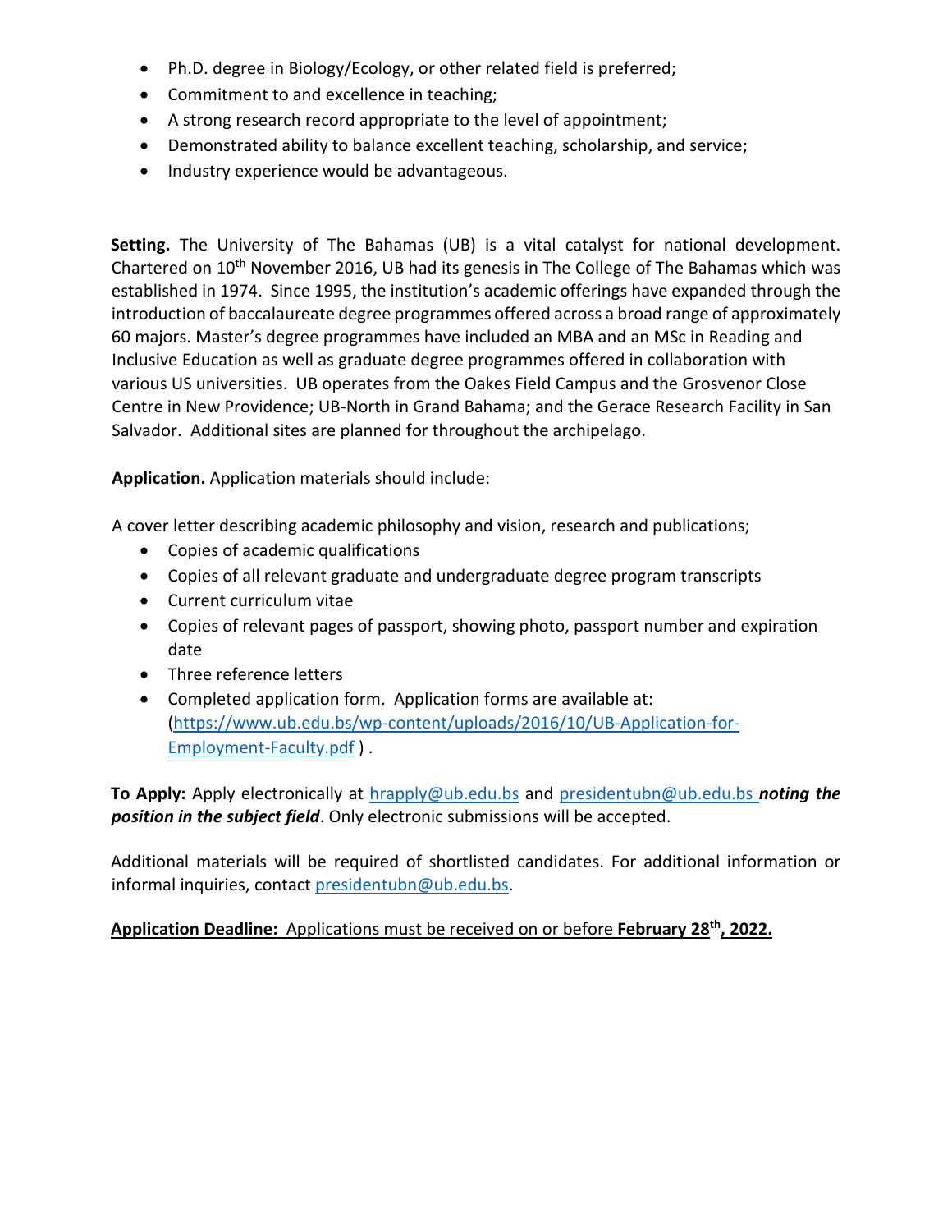- Ph.D. degree in Biology/Ecology, or other related field is preferred;
- Commitment to and excellence in teaching;
- A strong research record appropriate to the level of appointment;
- Demonstrated ability to balance excellent teaching, scholarship, and service;
- Industry experience would be advantageous.

**Setting.** The University of The Bahamas (UB) is a vital catalyst for national development. Chartered on 10th November 2016, UB had its genesis in The College of The Bahamas which was established in 1974. Since 1995, the institution's academic offerings have expanded through the introduction of baccalaureate degree programmes offered across a broad range of approximately 60 majors. Master's degree programmes have included an MBA and an MSc in Reading and Inclusive Education as well as graduate degree programmes offered in collaboration with various US universities. UB operates from the Oakes Field Campus and the Grosvenor Close Centre in New Providence; UB-North in Grand Bahama; and the Gerace Research Facility in San Salvador. Additional sites are planned for throughout the archipelago.

**Application.** Application materials should include:

A cover letter describing academic philosophy and vision, research and publications;

- Copies of academic qualifications
- Copies of all relevant graduate and undergraduate degree program transcripts
- Current curriculum vitae
- Copies of relevant pages of passport, showing photo, passport number and expiration date
- Three reference letters
- Completed application form. Application forms are available at: (https://www.ub.edu.bs/wp-content/uploads/2016/10/UB-Application-for-Employment-Faculty.pdf ) .

**To Apply:** Apply electronically at hrapply@ub.edu.bs and presidentubn@ub.edu.bs ***noting the position in the subject field***. Only electronic submissions will be accepted.

Additional materials will be required of shortlisted candidates. For additional information or informal inquiries, contact presidentubn@ub.edu.bs.

**Application Deadline:** Applications must be received on or before **February 28th, 2022.**